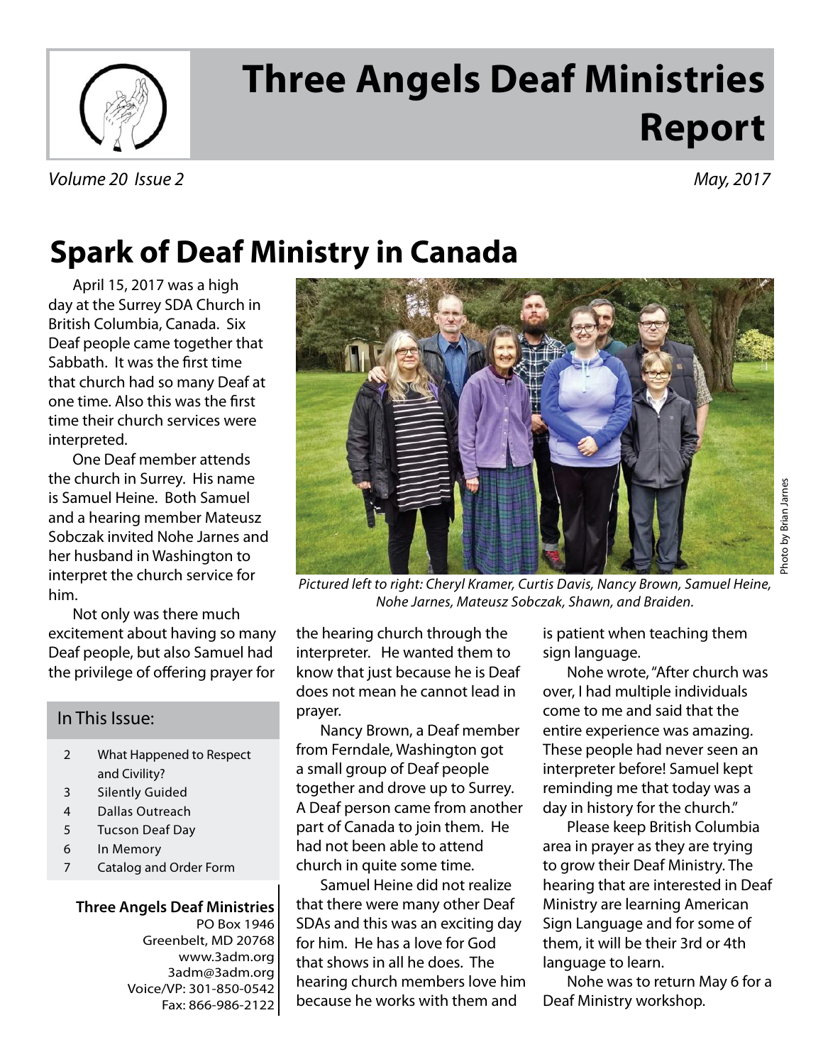# Three Angels Deaf Ministries Report

*Volume 20 Issue 2* *May, 2017*

## Spark of Deaf Ministry in Canada

April 15, 2017 was a high day at the Surrey SDA Church in British Columbia, Canada. Six Deaf people came together that Sabbath. It was the first time that church had so many Deaf at one time. Also this was the first time their church services were interpreted.

One Deaf member attends the church in Surrey. His name is Samuel Heine. Both Samuel and a hearing member Mateusz Sobczak invited Nohe Jarnes and her husband in Washington to interpret the church service for him.

Not only was there much excitement about having so many Deaf people, but also Samuel had the privilege of offering prayer for the hearing church through the interpreter. He wanted them to know that just because he is Deaf does not mean he cannot lead in prayer.

Nancy Brown, a Deaf member from Ferndale, Washington got a small group of Deaf people together and drove up to Surrey. A Deaf person came from another part of Canada to join them. He had not been able to attend church in quite some time.

Samuel Heine did not realize that there were many other Deaf SDAs and this was an exciting day for him. He has a love for God that shows in all he does. The hearing church members love him because he works with them and is patient when teaching them sign language.

Nohe wrote, "After church was over, I had multiple individuals come to me and said that the entire experience was amazing. These people had never seen an interpreter before! Samuel kept reminding me that today was a day in history for the church."

Please keep British Columbia area in prayer as they are trying to grow their Deaf Ministry. The hearing that are interested in Deaf Ministry are learning American Sign Language and for some of them, it will be their 3rd or 4th language to learn.

Nohe was to return May 6 for a Deaf Ministry workshop.

Photo by Brian Jarnes

*Pictured left to right: Cheryl Kramer, Curtis Davis, Nancy Brown, Samuel Heine, Nohe Jarnes, Mateusz Sobczak, Shawn, and Braiden.*

### In This Issue:

| | |
|---|---|
| 2 | What Happened to Respect and Civility? |
| 3 | Silently Guided |
| 4 | Dallas Outreach |
| 5 | Tucson Deaf Day |
| 6 | In Memory |
| 7 | Catalog and Order Form |

**Three Angels Deaf Ministries**
PO Box 1946
Greenbelt, MD 20768
www.3adm.org
3adm@3adm.org
Voice/VP: 301-850-0542
Fax: 866-986-2122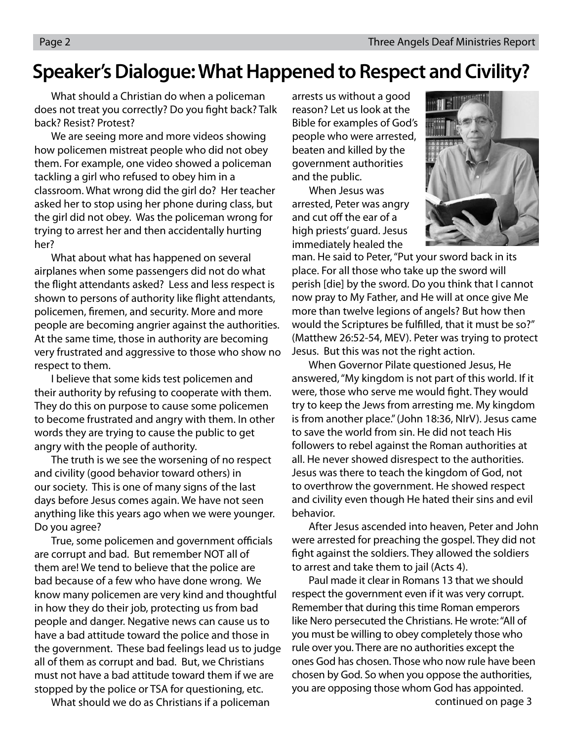# Speaker's Dialogue: What Happened to Respect and Civility?

What should a Christian do when a policeman does not treat you correctly? Do you fight back? Talk back? Resist? Protest?

We are seeing more and more videos showing how policemen mistreat people who did not obey them. For example, one video showed a policeman tackling a girl who refused to obey him in a classroom. What wrong did the girl do? Her teacher asked her to stop using her phone during class, but the girl did not obey. Was the policeman wrong for trying to arrest her and then accidentally hurting her?

What about what has happened on several airplanes when some passengers did not do what the flight attendants asked? Less and less respect is shown to persons of authority like flight attendants, policemen, firemen, and security. More and more people are becoming angrier against the authorities. At the same time, those in authority are becoming very frustrated and aggressive to those who show no respect to them.

I believe that some kids test policemen and their authority by refusing to cooperate with them. They do this on purpose to cause some policemen to become frustrated and angry with them. In other words they are trying to cause the public to get angry with the people of authority.

The truth is we see the worsening of no respect and civility (good behavior toward others) in our society. This is one of many signs of the last days before Jesus comes again. We have not seen anything like this years ago when we were younger. Do you agree?

True, some policemen and government officials are corrupt and bad. But remember NOT all of them are! We tend to believe that the police are bad because of a few who have done wrong. We know many policemen are very kind and thoughtful in how they do their job, protecting us from bad people and danger. Negative news can cause us to have a bad attitude toward the police and those in the government. These bad feelings lead us to judge all of them as corrupt and bad. But, we Christians must not have a bad attitude toward them if we are stopped by the police or TSA for questioning, etc.

What should we do as Christians if a policeman arrests us without a good reason? Let us look at the Bible for examples of God's people who were arrested, beaten and killed by the government authorities and the public.

When Jesus was arrested, Peter was angry and cut off the ear of a high priests' guard. Jesus immediately healed the man. He said to Peter, "Put your sword back in its place. For all those who take up the sword will perish [die] by the sword. Do you think that I cannot now pray to My Father, and He will at once give Me more than twelve legions of angels? But how then would the Scriptures be fulfilled, that it must be so?" (Matthew 26:52-54, MEV). Peter was trying to protect Jesus. But this was not the right action.

When Governor Pilate questioned Jesus, He answered, "My kingdom is not part of this world. If it were, those who serve me would fight. They would try to keep the Jews from arresting me. My kingdom is from another place." (John 18:36, NIrV). Jesus came to save the world from sin. He did not teach His followers to rebel against the Roman authorities at all. He never showed disrespect to the authorities. Jesus was there to teach the kingdom of God, not to overthrow the government. He showed respect and civility even though He hated their sins and evil behavior.

After Jesus ascended into heaven, Peter and John were arrested for preaching the gospel. They did not fight against the soldiers. They allowed the soldiers to arrest and take them to jail (Acts 4).

Paul made it clear in Romans 13 that we should respect the government even if it was very corrupt. Remember that during this time Roman emperors like Nero persecuted the Christians. He wrote: "All of you must be willing to obey completely those who rule over you. There are no authorities except the ones God has chosen. Those who now rule have been chosen by God. So when you oppose the authorities, you are opposing those whom God has appointed.

continued on page 3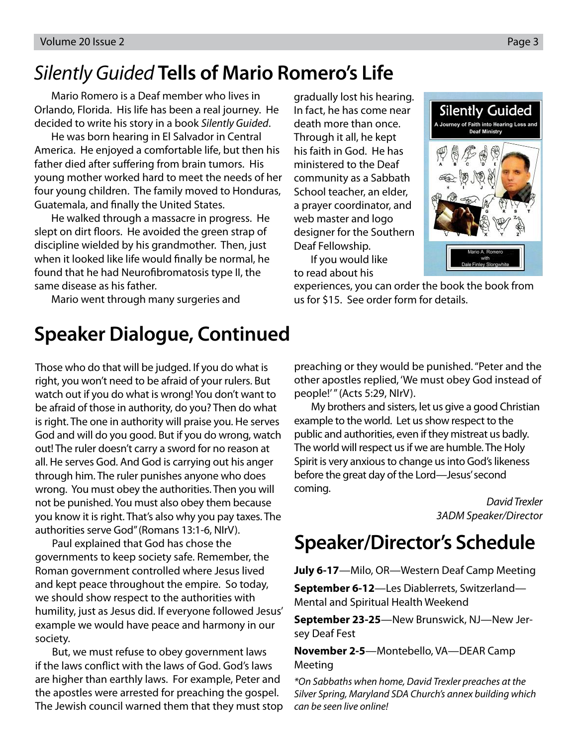# *Silently Guided* Tells of Mario Romero's Life

Mario Romero is a Deaf member who lives in Orlando, Florida. His life has been a real journey. He decided to write his story in a book *Silently Guided*.

He was born hearing in El Salvador in Central America. He enjoyed a comfortable life, but then his father died after suffering from brain tumors. His young mother worked hard to meet the needs of her four young children. The family moved to Honduras, Guatemala, and finally the United States.

He walked through a massacre in progress. He slept on dirt floors. He avoided the green strap of discipline wielded by his grandmother. Then, just when it looked like life would finally be normal, he found that he had Neurofibromatosis type II, the same disease as his father.

Mario went through many surgeries and gradually lost his hearing. In fact, he has come near death more than once. Through it all, he kept his faith in God. He has ministered to the Deaf community as a Sabbath School teacher, an elder, a prayer coordinator, and web master and logo designer for the Southern Deaf Fellowship.

If you would like to read about his experiences, you can order the book the book from us for $15. See order form for details.

# Speaker Dialogue, Continued

Those who do that will be judged. If you do what is right, you won't need to be afraid of your rulers. But watch out if you do what is wrong! You don't want to be afraid of those in authority, do you? Then do what is right. The one in authority will praise you. He serves God and will do you good. But if you do wrong, watch out! The ruler doesn't carry a sword for no reason at all. He serves God. And God is carrying out his anger through him. The ruler punishes anyone who does wrong. You must obey the authorities. Then you will not be punished. You must also obey them because you know it is right. That's also why you pay taxes. The authorities serve God" (Romans 13:1-6, NIrV).

Paul explained that God has chose the governments to keep society safe. Remember, the Roman government controlled where Jesus lived and kept peace throughout the empire. So today, we should show respect to the authorities with humility, just as Jesus did. If everyone followed Jesus' example we would have peace and harmony in our society.

But, we must refuse to obey government laws if the laws conflict with the laws of God. God's laws are higher than earthly laws. For example, Peter and the apostles were arrested for preaching the gospel. The Jewish council warned them that they must stop preaching or they would be punished. "Peter and the other apostles replied, 'We must obey God instead of people!' " (Acts 5:29, NIrV).

My brothers and sisters, let us give a good Christian example to the world. Let us show respect to the public and authorities, even if they mistreat us badly. The world will respect us if we are humble. The Holy Spirit is very anxious to change us into God's likeness before the great day of the Lord—Jesus' second coming.

*David Trexler*
*3ADM Speaker/Director*

# Speaker/Director's Schedule

**July 6-17**—Milo, OR—Western Deaf Camp Meeting

**September 6-12**—Les Diablerrets, Switzerland—Mental and Spiritual Health Weekend

**September 23-25**—New Brunswick, NJ—New Jersey Deaf Fest

**November 2-5**—Montebello, VA—DEAR Camp Meeting

*\*On Sabbaths when home, David Trexler preaches at the Silver Spring, Maryland SDA Church's annex building which can be seen live online!*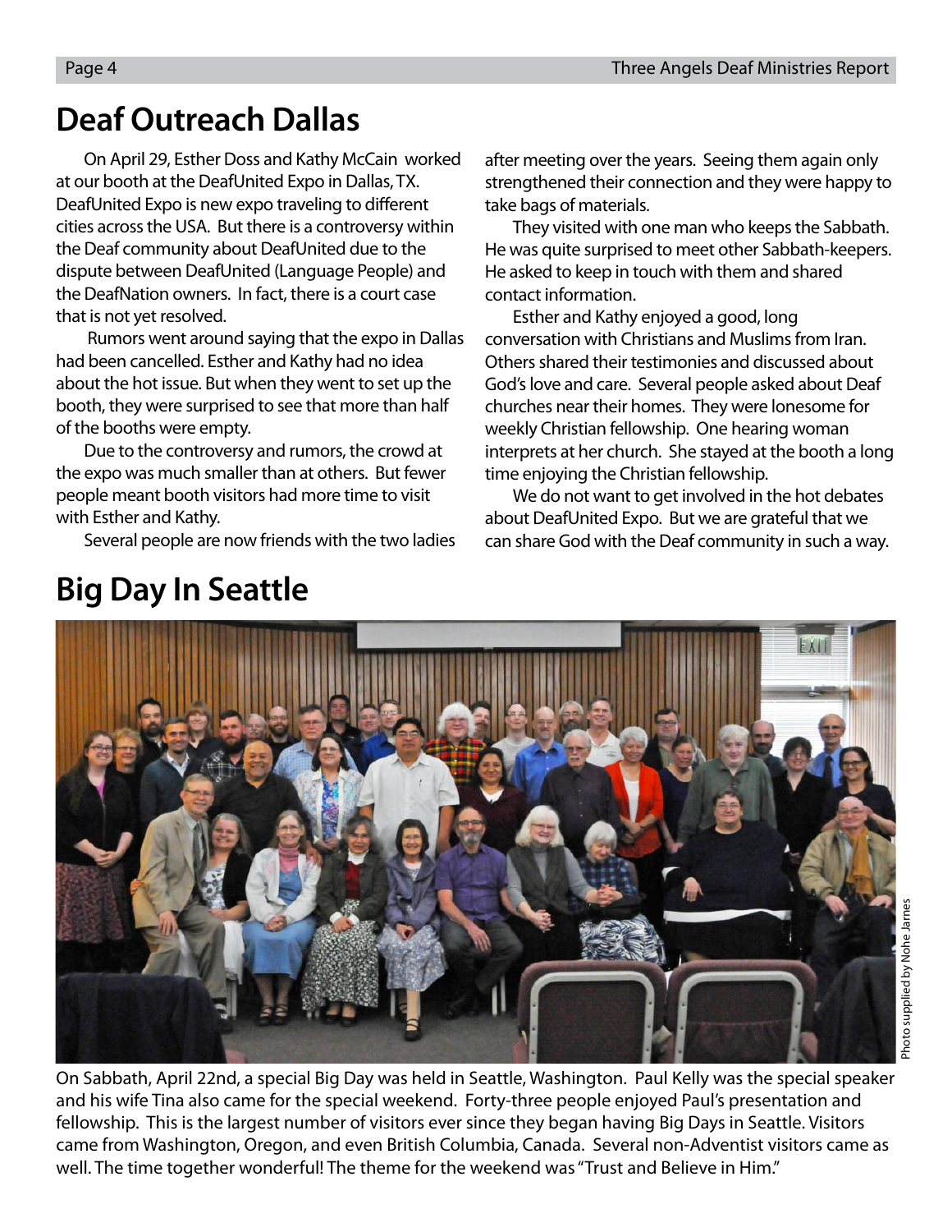## Deaf Outreach Dallas

On April 29, Esther Doss and Kathy McCain worked at our booth at the DeafUnited Expo in Dallas, TX. DeafUnited Expo is new expo traveling to different cities across the USA. But there is a controversy within the Deaf community about DeafUnited due to the dispute between DeafUnited (Language People) and the DeafNation owners. In fact, there is a court case that is not yet resolved.

Rumors went around saying that the expo in Dallas had been cancelled. Esther and Kathy had no idea about the hot issue. But when they went to set up the booth, they were surprised to see that more than half of the booths were empty.

Due to the controversy and rumors, the crowd at the expo was much smaller than at others. But fewer people meant booth visitors had more time to visit with Esther and Kathy.

Several people are now friends with the two ladies after meeting over the years. Seeing them again only strengthened their connection and they were happy to take bags of materials.

They visited with one man who keeps the Sabbath. He was quite surprised to meet other Sabbath-keepers. He asked to keep in touch with them and shared contact information.

Esther and Kathy enjoyed a good, long conversation with Christians and Muslims from Iran. Others shared their testimonies and discussed about God's love and care. Several people asked about Deaf churches near their homes. They were lonesome for weekly Christian fellowship. One hearing woman interprets at her church. She stayed at the booth a long time enjoying the Christian fellowship.

We do not want to get involved in the hot debates about DeafUnited Expo. But we are grateful that we can share God with the Deaf community in such a way.

## Big Day In Seattle

Photo supplied by Nohe Jarnes

On Sabbath, April 22nd, a special Big Day was held in Seattle, Washington. Paul Kelly was the special speaker and his wife Tina also came for the special weekend. Forty-three people enjoyed Paul's presentation and fellowship. This is the largest number of visitors ever since they began having Big Days in Seattle. Visitors came from Washington, Oregon, and even British Columbia, Canada. Several non-Adventist visitors came as well. The time together wonderful! The theme for the weekend was "Trust and Believe in Him."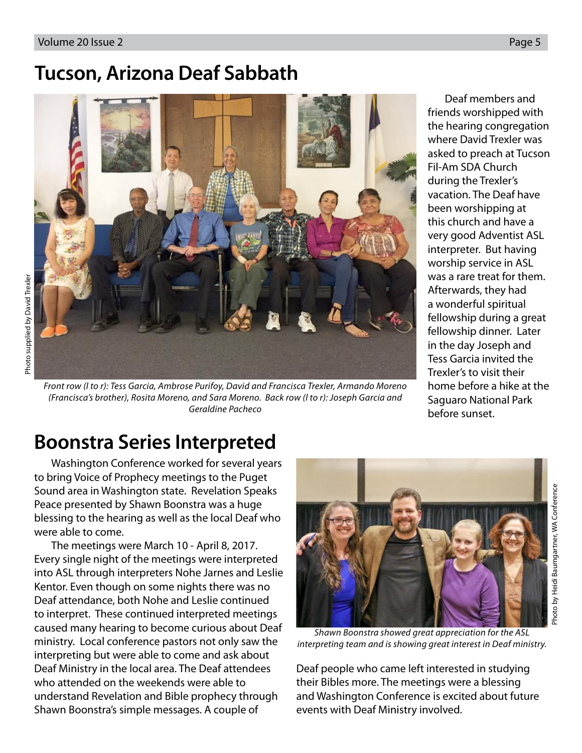# Tucson, Arizona Deaf Sabbath

Photo supplied by David Trexler

*Front row (l to r): Tess Garcia, Ambrose Purifoy, David and Francisca Trexler, Armando Moreno (Francisca's brother), Rosita Moreno, and Sara Moreno. Back row (l to r): Joseph Garcia and Geraldine Pacheco*

Deaf members and friends worshipped with the hearing congregation where David Trexler was asked to preach at Tucson Fil-Am SDA Church during the Trexler's vacation. The Deaf have been worshipping at this church and have a very good Adventist ASL interpreter. But having worship service in ASL was a rare treat for them. Afterwards, they had a wonderful spiritual fellowship during a great fellowship dinner. Later in the day Joseph and Tess Garcia invited the Trexler's to visit their home before a hike at the Saguaro National Park before sunset.

# Boonstra Series Interpreted

Washington Conference worked for several years to bring Voice of Prophecy meetings to the Puget Sound area in Washington state. Revelation Speaks Peace presented by Shawn Boonstra was a huge blessing to the hearing as well as the local Deaf who were able to come.

The meetings were March 10 - April 8, 2017. Every single night of the meetings were interpreted into ASL through interpreters Nohe Jarnes and Leslie Kentor. Even though on some nights there was no Deaf attendance, both Nohe and Leslie continued to interpret. These continued interpreted meetings caused many hearing to become curious about Deaf ministry. Local conference pastors not only saw the interpreting but were able to come and ask about Deaf Ministry in the local area. The Deaf attendees who attended on the weekends were able to understand Revelation and Bible prophecy through Shawn Boonstra's simple messages. A couple of Deaf people who came left interested in studying their Bibles more. The meetings were a blessing and Washington Conference is excited about future events with Deaf Ministry involved.

Photo by Heidi Baumgartner, WA Conference

*Shawn Boonstra showed great appreciation for the ASL interpreting team and is showing great interest in Deaf ministry.*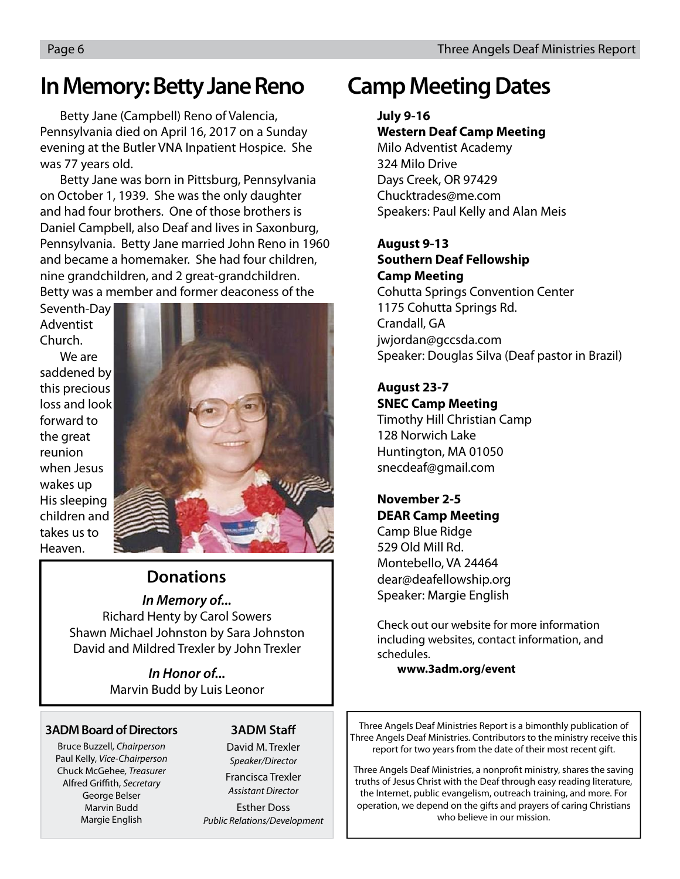# In Memory: Betty Jane Reno

Betty Jane (Campbell) Reno of Valencia, Pennsylvania died on April 16, 2017 on a Sunday evening at the Butler VNA Inpatient Hospice. She was 77 years old.

Betty Jane was born in Pittsburg, Pennsylvania on October 1, 1939. She was the only daughter and had four brothers. One of those brothers is Daniel Campbell, also Deaf and lives in Saxonburg, Pennsylvania. Betty Jane married John Reno in 1960 and became a homemaker. She had four children, nine grandchildren, and 2 great-grandchildren. Betty was a member and former deaconess of the Seventh-Day Adventist Church.

We are saddened by this precious loss and look forward to the great reunion when Jesus wakes up His sleeping children and takes us to Heaven.

## Donations

***In Memory of...***

Richard Henty by Carol Sowers
Shawn Michael Johnston by Sara Johnston
David and Mildred Trexler by John Trexler

***In Honor of...***

Marvin Budd by Luis Leonor

### 3ADM Board of Directors

Bruce Buzzell, *Chairperson*
Paul Kelly, *Vice-Chairperson*
Chuck McGehee, *Treasurer*
Alfred Griffith, *Secretary*
George Belser
Marvin Budd
Margie English

### 3ADM Staff

David M. Trexler
*Speaker/Director*
Francisca Trexler
*Assistant Director*
Esther Doss
*Public Relations/Development*

# Camp Meeting Dates

**July 9-16**
**Western Deaf Camp Meeting**
Milo Adventist Academy
324 Milo Drive
Days Creek, OR 97429
Chucktrades@me.com
Speakers: Paul Kelly and Alan Meis

**August 9-13**
**Southern Deaf Fellowship Camp Meeting**
Cohutta Springs Convention Center
1175 Cohutta Springs Rd.
Crandall, GA
jwjordan@gccsda.com
Speaker: Douglas Silva (Deaf pastor in Brazil)

**August 23-7**
**SNEC Camp Meeting**
Timothy Hill Christian Camp
128 Norwich Lake
Huntington, MA 01050
snecdeaf@gmail.com

**November 2-5**
**DEAR Camp Meeting**
Camp Blue Ridge
529 Old Mill Rd.
Montebello, VA 24464
dear@deafellowship.org
Speaker: Margie English

Check out our website for more information including websites, contact information, and schedules.

**www.3adm.org/event**

Three Angels Deaf Ministries Report is a bimonthly publication of Three Angels Deaf Ministries. Contributors to the ministry receive this report for two years from the date of their most recent gift.

Three Angels Deaf Ministries, a nonprofit ministry, shares the saving truths of Jesus Christ with the Deaf through easy reading literature, the Internet, public evangelism, outreach training, and more. For operation, we depend on the gifts and prayers of caring Christians who believe in our mission.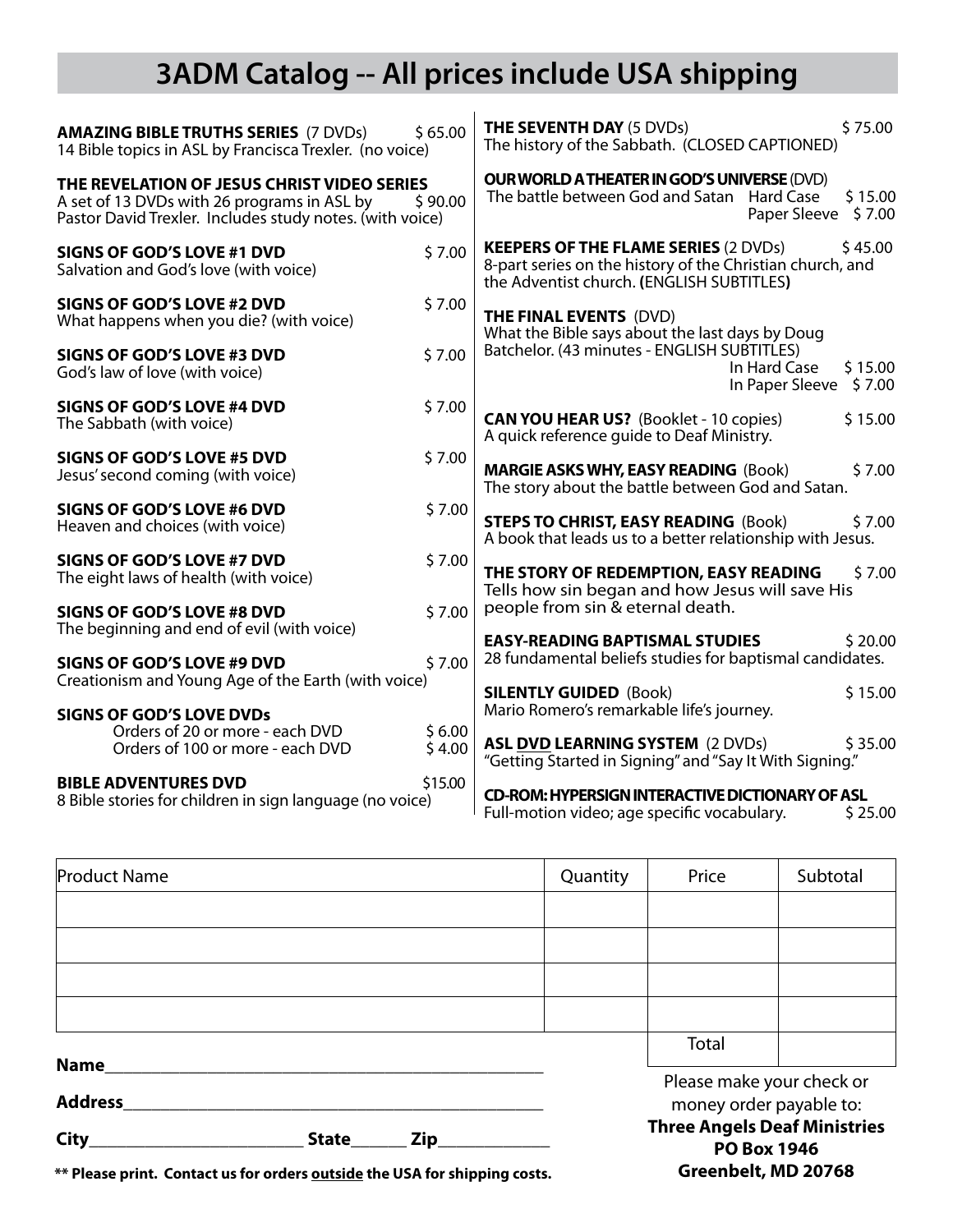# 3ADM Catalog -- All prices include USA shipping

**AMAZING BIBLE TRUTHS SERIES** (7 DVDs) $ 65.00
14 Bible topics in ASL by Francisca Trexler. (no voice)

**THE REVELATION OF JESUS CHRIST VIDEO SERIES**
A set of 13 DVDs with 26 programs in ASL by Pastor David Trexler. Includes study notes. (with voice) $ 90.00

**SIGNS OF GOD'S LOVE #1 DVD** $ 7.00
Salvation and God's love (with voice)

**SIGNS OF GOD'S LOVE #2 DVD** $ 7.00
What happens when you die? (with voice)

**SIGNS OF GOD'S LOVE #3 DVD** $ 7.00
God's law of love (with voice)

**SIGNS OF GOD'S LOVE #4 DVD** $ 7.00
The Sabbath (with voice)

**SIGNS OF GOD'S LOVE #5 DVD** $ 7.00
Jesus' second coming (with voice)

**SIGNS OF GOD'S LOVE #6 DVD** $ 7.00
Heaven and choices (with voice)

**SIGNS OF GOD'S LOVE #7 DVD** $ 7.00
The eight laws of health (with voice)

**SIGNS OF GOD'S LOVE #8 DVD** $ 7.00
The beginning and end of evil (with voice)

**SIGNS OF GOD'S LOVE #9 DVD** $ 7.00
Creationism and Young Age of the Earth (with voice)

**SIGNS OF GOD'S LOVE DVDs**
- Orders of 20 or more - each DVD $ 6.00
- Orders of 100 or more - each DVD $ 4.00

**BIBLE ADVENTURES DVD** $15.00
8 Bible stories for children in sign language (no voice)

**THE SEVENTH DAY** (5 DVDs) $ 75.00
The history of the Sabbath. (CLOSED CAPTIONED)

**OUR WORLD A THEATER IN GOD'S UNIVERSE** (DVD)
The battle between God and Satan
- Hard Case $ 15.00
- Paper Sleeve $ 7.00

**KEEPERS OF THE FLAME SERIES** (2 DVDs) $ 45.00
8-part series on the history of the Christian church, and the Adventist church. **(**ENGLISH SUBTITLES**)**

**THE FINAL EVENTS** (DVD)
What the Bible says about the last days by Doug Batchelor. (43 minutes - ENGLISH SUBTITLES)
- In Hard Case $ 15.00
- In Paper Sleeve $ 7.00

**CAN YOU HEAR US?** (Booklet - 10 copies) $ 15.00
A quick reference guide to Deaf Ministry.

**MARGIE ASKS WHY, EASY READING** (Book) $ 7.00
The story about the battle between God and Satan.

**STEPS TO CHRIST, EASY READING** (Book) $ 7.00
A book that leads us to a better relationship with Jesus.

**THE STORY OF REDEMPTION, EASY READING** $ 7.00
Tells how sin began and how Jesus will save His people from sin & eternal death.

**EASY-READING BAPTISMAL STUDIES** $ 20.00
28 fundamental beliefs studies for baptismal candidates.

**SILENTLY GUIDED** (Book) $ 15.00
Mario Romero's remarkable life's journey.

**ASL DVD LEARNING SYSTEM** (2 DVDs) $ 35.00
"Getting Started in Signing" and "Say It With Signing."

**CD-ROM: HYPERSIGN INTERACTIVE DICTIONARY OF ASL**
Full-motion video; age specific vocabulary. $ 25.00

| Product Name | Quantity | Price | Subtotal |
|---|---|---|---|
| | | | |
| | | | |
| | | | |
| | | | |
| | | Total | |

**Name**______________________________________________

**Address**____________________________________________

**City**_______________________ **State**______ **Zip**____________

**\*\* Please print. Contact us for orders outside the USA for shipping costs.**

Please make your check or money order payable to:
**Three Angels Deaf Ministries**
**PO Box 1946**
**Greenbelt, MD 20768**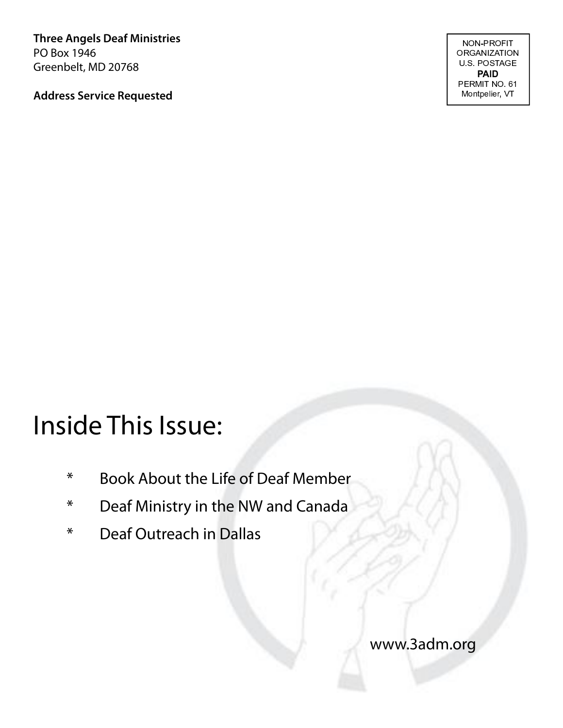**Three Angels Deaf Ministries**
PO Box 1946
Greenbelt, MD 20768

**Address Service Requested**

NON-PROFIT
ORGANIZATION
U.S. POSTAGE
**PAID**
PERMIT NO. 61
Montpelier, VT

# Inside This Issue:

- Book About the Life of Deaf Member
- Deaf Ministry in the NW and Canada
- Deaf Outreach in Dallas

www.3adm.org